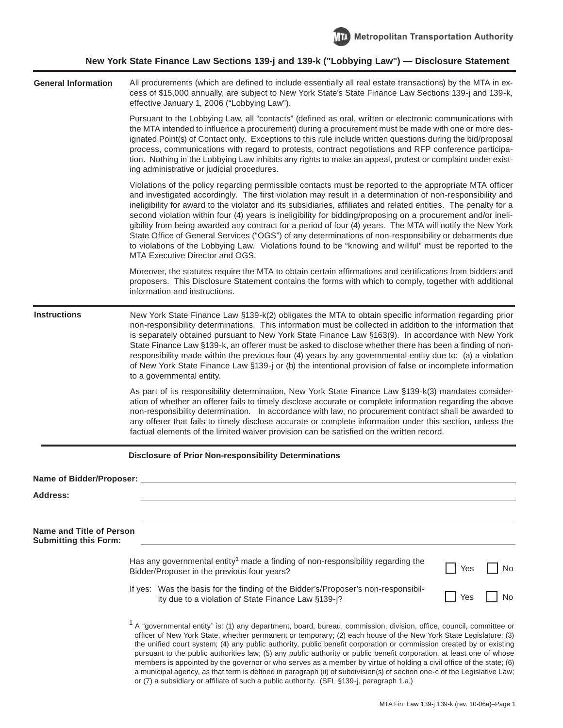Metropolitan Transportation Authority

# New York State Finance Law Sections 139-j and 139-k ("Lobbying Law") — Disclosure Statement

## General Information

All procurements (which are defined to include essentially all real estate transactions) by the MTA in excess of $15,000 annually, are subject to New York State's State Finance Law Sections 139-j and 139-k, effective January 1, 2006 ("Lobbying Law").

Pursuant to the Lobbying Law, all "contacts" (defined as oral, written or electronic communications with the MTA intended to influence a procurement) during a procurement must be made with one or more designated Point(s) of Contact only. Exceptions to this rule include written questions during the bid/proposal process, communications with regard to protests, contract negotiations and RFP conference participation. Nothing in the Lobbying Law inhibits any rights to make an appeal, protest or complaint under existing administrative or judicial procedures.

Violations of the policy regarding permissible contacts must be reported to the appropriate MTA officer and investigated accordingly. The first violation may result in a determination of non-responsibility and ineligibility for award to the violator and its subsidiaries, affiliates and related entities. The penalty for a second violation within four (4) years is ineligibility for bidding/proposing on a procurement and/or ineligibility from being awarded any contract for a period of four (4) years. The MTA will notify the New York State Office of General Services ("OGS") of any determinations of non-responsibility or debarments due to violations of the Lobbying Law. Violations found to be "knowing and willful" must be reported to the MTA Executive Director and OGS.

Moreover, the statutes require the MTA to obtain certain affirmations and certifications from bidders and proposers. This Disclosure Statement contains the forms with which to comply, together with additional information and instructions.

## Instructions

New York State Finance Law §139-k(2) obligates the MTA to obtain specific information regarding prior non-responsibility determinations. This information must be collected in addition to the information that is separately obtained pursuant to New York State Finance Law §163(9). In accordance with New York State Finance Law §139-k, an offerer must be asked to disclose whether there has been a finding of non-responsibility made within the previous four (4) years by any governmental entity due to: (a) a violation of New York State Finance Law §139-j or (b) the intentional provision of false or incomplete information to a governmental entity.

As part of its responsibility determination, New York State Finance Law §139-k(3) mandates consideration of whether an offerer fails to timely disclose accurate or complete information regarding the above non-responsibility determination. In accordance with law, no procurement contract shall be awarded to any offerer that fails to timely disclose accurate or complete information under this section, unless the factual elements of the limited waiver provision can be satisfied on the written record.

### Disclosure of Prior Non-responsibility Determinations

**Name of Bidder/Proposer:** ______________________________

**Address:** ______________________________

______________________________

**Name and Title of Person Submitting this Form:** ______________________________

Has any governmental entity[1] made a finding of non-responsibility regarding the Bidder/Proposer in the previous four years? ☐ Yes ☐ No

If yes: Was the basis for the finding of the Bidder's/Proposer's non-responsibility due to a violation of State Finance Law §139-j? ☐ Yes ☐ No

[1] A "governmental entity" is: (1) any department, board, bureau, commission, division, office, council, committee or officer of New York State, whether permanent or temporary; (2) each house of the New York State Legislature; (3) the unified court system; (4) any public authority, public benefit corporation or commission created by or existing pursuant to the public authorities law; (5) any public authority or public benefit corporation, at least one of whose members is appointed by the governor or who serves as a member by virtue of holding a civil office of the state; (6) a municipal agency, as that term is defined in paragraph (ii) of subdivision(s) of section one-c of the Legislative Law; or (7) a subsidiary or affiliate of such a public authority. (SFL §139-j, paragraph 1.a.)

MTA Fin. Law 139-j 139-k (rev. 10-06a)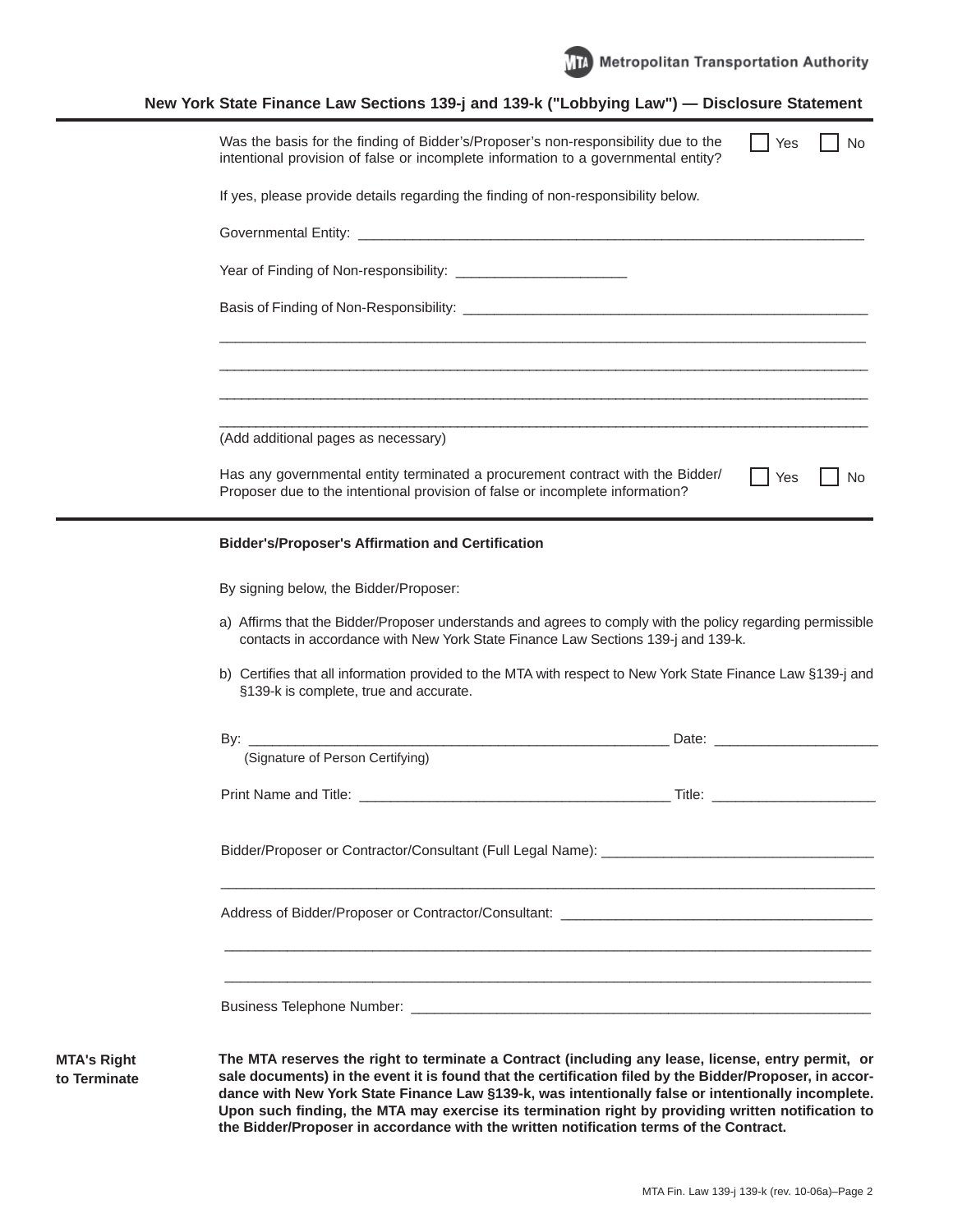Metropolitan Transportation Authority

## New York State Finance Law Sections 139-j and 139-k ("Lobbying Law") — Disclosure Statement

Was the basis for the finding of Bidder's/Proposer's non-responsibility due to the intentional provision of false or incomplete information to a governmental entity? ☐ Yes ☐ No

If yes, please provide details regarding the finding of non-responsibility below.

Governmental Entity: ______________________________________________________________

Year of Finding of Non-responsibility: ______________________

Basis of Finding of Non-Responsibility: ______________________________________________________

______________________________________________________________________________________

______________________________________________________________________________________

______________________________________________________________________________________

______________________________________________________________________________________

(Add additional pages as necessary)

Has any governmental entity terminated a procurement contract with the Bidder/Proposer due to the intentional provision of false or incomplete information? ☐ Yes ☐ No

**Bidder's/Proposer's Affirmation and Certification**

By signing below, the Bidder/Proposer:

a) Affirms that the Bidder/Proposer understands and agrees to comply with the policy regarding permissible contacts in accordance with New York State Finance Law Sections 139-j and 139-k.

b) Certifies that all information provided to the MTA with respect to New York State Finance Law §139-j and §139-k is complete, true and accurate.

By: _______________________________________________________ Date: _____________________
(Signature of Person Certifying)

Print Name and Title: ________________________________________ Title: _____________________

Bidder/Proposer or Contractor/Consultant (Full Legal Name): ___________________________________

______________________________________________________________________________________

Address of Bidder/Proposer or Contractor/Consultant: _________________________________________

______________________________________________________________________________________

______________________________________________________________________________________

Business Telephone Number: _____________________________________________________________

**MTA's Right to Terminate**

**The MTA reserves the right to terminate a Contract (including any lease, license, entry permit, or sale documents) in the event it is found that the certification filed by the Bidder/Proposer, in accordance with New York State Finance Law §139-k, was intentionally false or intentionally incomplete. Upon such finding, the MTA may exercise its termination right by providing written notification to the Bidder/Proposer in accordance with the written notification terms of the Contract.**

MTA Fin. Law 139-j 139-k (rev. 10-06a)